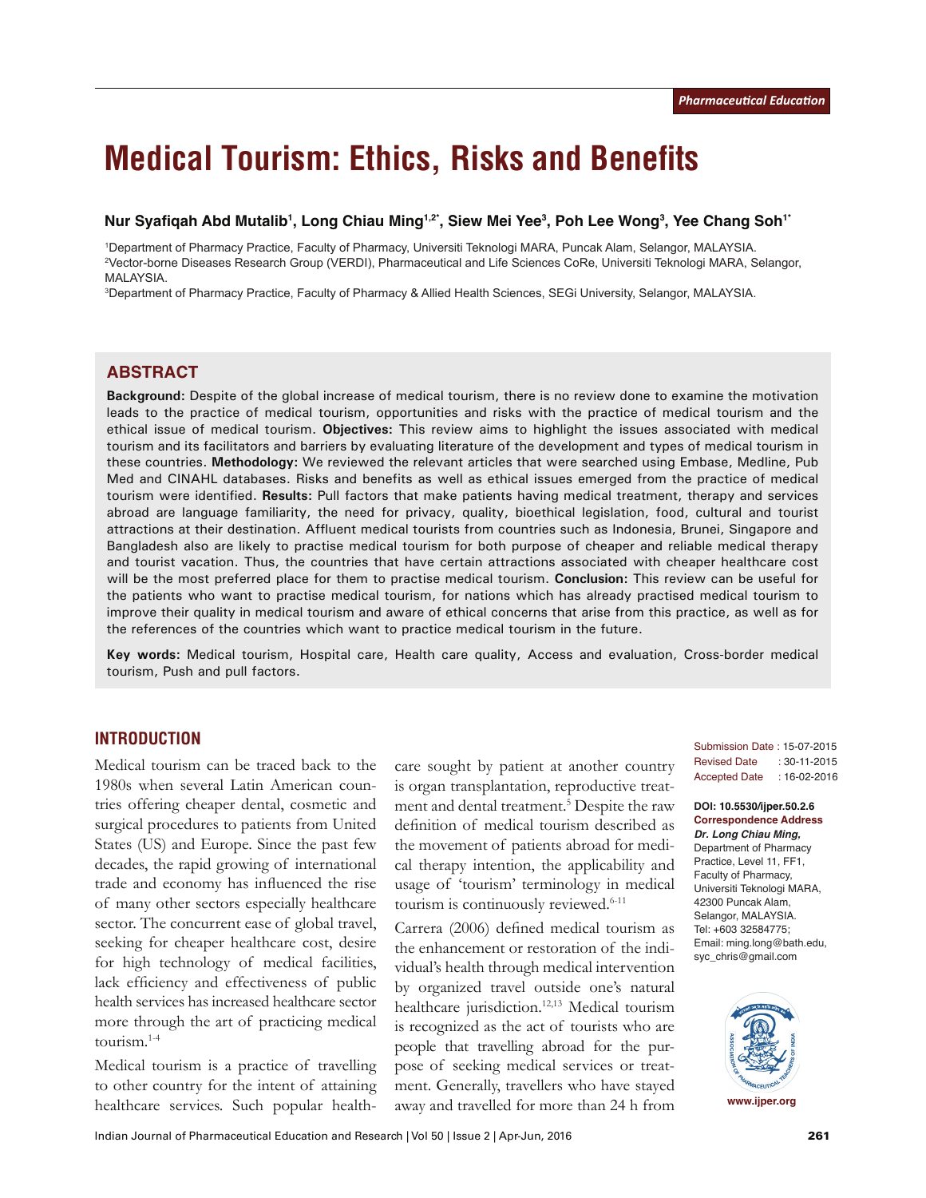Pharmaceutical Education

# Medical Tourism: Ethics, Risks and Benefits

**Nur Syafiqah Abd Mutalib[1], Long Chiau Ming[1,2*], Siew Mei Yee[3], Poh Lee Wong[3], Yee Chang Soh[1*]**

[1]Department of Pharmacy Practice, Faculty of Pharmacy, Universiti Teknologi MARA, Puncak Alam, Selangor, MALAYSIA.
[2]Vector-borne Diseases Research Group (VERDI), Pharmaceutical and Life Sciences CoRe, Universiti Teknologi MARA, Selangor, MALAYSIA.
[3]Department of Pharmacy Practice, Faculty of Pharmacy & Allied Health Sciences, SEGi University, Selangor, MALAYSIA.

## ABSTRACT

**Background:** Despite of the global increase of medical tourism, there is no review done to examine the motivation leads to the practice of medical tourism, opportunities and risks with the practice of medical tourism and the ethical issue of medical tourism. **Objectives:** This review aims to highlight the issues associated with medical tourism and its facilitators and barriers by evaluating literature of the development and types of medical tourism in these countries. **Methodology:** We reviewed the relevant articles that were searched using Embase, Medline, Pub Med and CINAHL databases. Risks and benefits as well as ethical issues emerged from the practice of medical tourism were identified. **Results:** Pull factors that make patients having medical treatment, therapy and services abroad are language familiarity, the need for privacy, quality, bioethical legislation, food, cultural and tourist attractions at their destination. Affluent medical tourists from countries such as Indonesia, Brunei, Singapore and Bangladesh also are likely to practise medical tourism for both purpose of cheaper and reliable medical therapy and tourist vacation. Thus, the countries that have certain attractions associated with cheaper healthcare cost will be the most preferred place for them to practise medical tourism. **Conclusion:** This review can be useful for the patients who want to practise medical tourism, for nations which has already practised medical tourism to improve their quality in medical tourism and aware of ethical concerns that arise from this practice, as well as for the references of the countries which want to practice medical tourism in the future.

**Key words:** Medical tourism, Hospital care, Health care quality, Access and evaluation, Cross-border medical tourism, Push and pull factors.

## INTRODUCTION

Medical tourism can be traced back to the 1980s when several Latin American countries offering cheaper dental, cosmetic and surgical procedures to patients from United States (US) and Europe. Since the past few decades, the rapid growing of international trade and economy has influenced the rise of many other sectors especially healthcare sector. The concurrent ease of global travel, seeking for cheaper healthcare cost, desire for high technology of medical facilities, lack efficiency and effectiveness of public health services has increased healthcare sector more through the art of practicing medical tourism.[1-4]

Medical tourism is a practice of travelling to other country for the intent of attaining healthcare services. Such popular healthcare sought by patient at another country is organ transplantation, reproductive treatment and dental treatment.[5] Despite the raw definition of medical tourism described as the movement of patients abroad for medical therapy intention, the applicability and usage of 'tourism' terminology in medical tourism is continuously reviewed.[6-11]

Carrera (2006) defined medical tourism as the enhancement or restoration of the individual's health through medical intervention by organized travel outside one's natural healthcare jurisdiction.[12,13] Medical tourism is recognized as the act of tourists who are people that travelling abroad for the purpose of seeking medical services or treatment. Generally, travellers who have stayed away and travelled for more than 24 h from

Submission Date : 15-07-2015
Revised Date : 30-11-2015
Accepted Date : 16-02-2016

**DOI: 10.5530/ijper.50.2.6**
**Correspondence Address**
***Dr. Long Chiau Ming,***
Department of Pharmacy Practice, Level 11, FF1, Faculty of Pharmacy, Universiti Teknologi MARA, 42300 Puncak Alam, Selangor, MALAYSIA.
Tel: +603 32584775;
Email: ming.long@bath.edu, syc_chris@gmail.com

www.ijper.org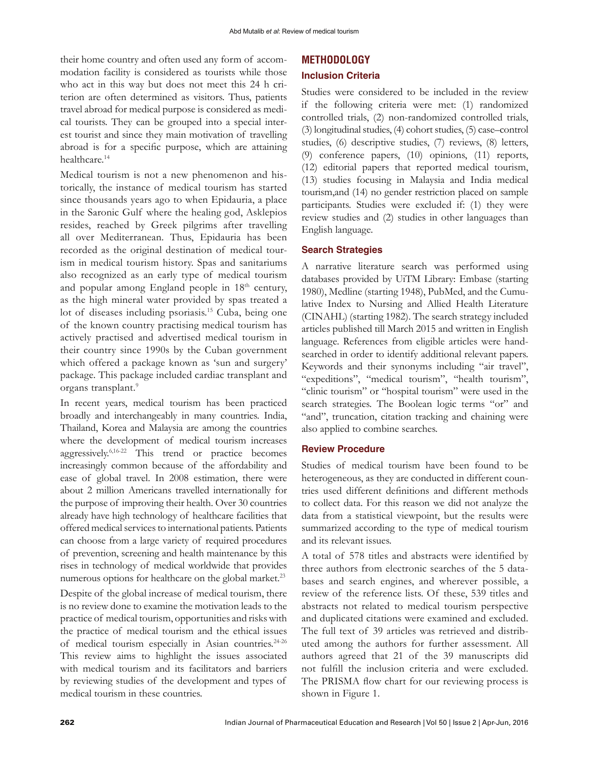their home country and often used any form of accommodation facility is considered as tourists while those who act in this way but does not meet this 24 h criterion are often determined as visitors. Thus, patients travel abroad for medical purpose is considered as medical tourists. They can be grouped into a special interest tourist and since they main motivation of travelling abroad is for a specific purpose, which are attaining healthcare.[14]

Medical tourism is not a new phenomenon and historically, the instance of medical tourism has started since thousands years ago to when Epidauria, a place in the Saronic Gulf where the healing god, Asklepios resides, reached by Greek pilgrims after travelling all over Mediterranean. Thus, Epidauria has been recorded as the original destination of medical tourism in medical tourism history. Spas and sanitariums also recognized as an early type of medical tourism and popular among England people in 18th century, as the high mineral water provided by spas treated a lot of diseases including psoriasis.[15] Cuba, being one of the known country practising medical tourism has actively practised and advertised medical tourism in their country since 1990s by the Cuban government which offered a package known as 'sun and surgery' package. This package included cardiac transplant and organs transplant.[9]

In recent years, medical tourism has been practiced broadly and interchangeably in many countries. India, Thailand, Korea and Malaysia are among the countries where the development of medical tourism increases aggressively.[6,16-22] This trend or practice becomes increasingly common because of the affordability and ease of global travel. In 2008 estimation, there were about 2 million Americans travelled internationally for the purpose of improving their health. Over 30 countries already have high technology of healthcare facilities that offered medical services to international patients. Patients can choose from a large variety of required procedures of prevention, screening and health maintenance by this rises in technology of medical worldwide that provides numerous options for healthcare on the global market.[23]

Despite of the global increase of medical tourism, there is no review done to examine the motivation leads to the practice of medical tourism, opportunities and risks with the practice of medical tourism and the ethical issues of medical tourism especially in Asian countries.[24-26] This review aims to highlight the issues associated with medical tourism and its facilitators and barriers by reviewing studies of the development and types of medical tourism in these countries.

## METHODOLOGY

### Inclusion Criteria

Studies were considered to be included in the review if the following criteria were met: (1) randomized controlled trials, (2) non-randomized controlled trials, (3) longitudinal studies, (4) cohort studies, (5) case–control studies, (6) descriptive studies, (7) reviews, (8) letters, (9) conference papers, (10) opinions, (11) reports, (12) editorial papers that reported medical tourism, (13) studies focusing in Malaysia and India medical tourism,and (14) no gender restriction placed on sample participants. Studies were excluded if: (1) they were review studies and (2) studies in other languages than English language.

### Search Strategies

A narrative literature search was performed using databases provided by UiTM Library: Embase (starting 1980), Medline (starting 1948), PubMed, and the Cumulative Index to Nursing and Allied Health Literature (CINAHL) (starting 1982). The search strategy included articles published till March 2015 and written in English language. References from eligible articles were hand-searched in order to identify additional relevant papers. Keywords and their synonyms including "air travel", "expeditions", "medical tourism", "health tourism", "clinic tourism" or "hospital tourism" were used in the search strategies. The Boolean logic terms "or" and "and", truncation, citation tracking and chaining were also applied to combine searches.

### Review Procedure

Studies of medical tourism have been found to be heterogeneous, as they are conducted in different countries used different definitions and different methods to collect data. For this reason we did not analyze the data from a statistical viewpoint, but the results were summarized according to the type of medical tourism and its relevant issues.

A total of 578 titles and abstracts were identified by three authors from electronic searches of the 5 databases and search engines, and wherever possible, a review of the reference lists. Of these, 539 titles and abstracts not related to medical tourism perspective and duplicated citations were examined and excluded. The full text of 39 articles was retrieved and distributed among the authors for further assessment. All authors agreed that 21 of the 39 manuscripts did not fulfill the inclusion criteria and were excluded. The PRISMA flow chart for our reviewing process is shown in Figure 1.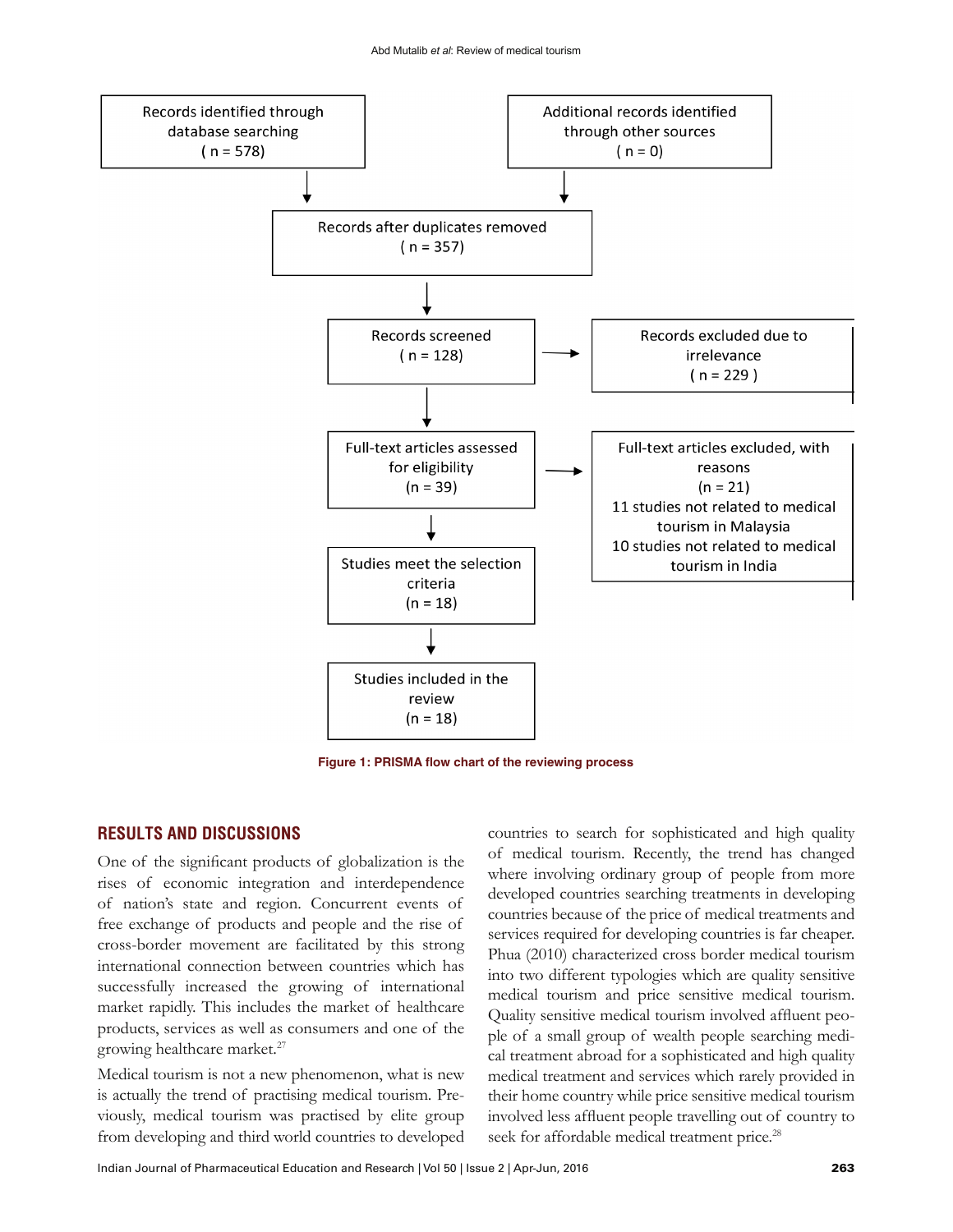Records identified through database searching ( n = 578)

Additional records identified through other sources ( n = 0)

Records after duplicates removed ( n = 357)

Records screened ( n = 128)

Records excluded due to irrelevance ( n = 229 )

Full-text articles assessed for eligibility (n = 39)

Full-text articles excluded, with reasons (n = 21)
11 studies not related to medical tourism in Malaysia
10 studies not related to medical tourism in India

Studies meet the selection criteria (n = 18)

Studies included in the review (n = 18)

**Figure 1: PRISMA flow chart of the reviewing process**

## RESULTS AND DISCUSSIONS

One of the significant products of globalization is the rises of economic integration and interdependence of nation's state and region. Concurrent events of free exchange of products and people and the rise of cross-border movement are facilitated by this strong international connection between countries which has successfully increased the growing of international market rapidly. This includes the market of healthcare products, services as well as consumers and one of the growing healthcare market.[27]

Medical tourism is not a new phenomenon, what is new is actually the trend of practising medical tourism. Previously, medical tourism was practised by elite group from developing and third world countries to developed countries to search for sophisticated and high quality of medical tourism. Recently, the trend has changed where involving ordinary group of people from more developed countries searching treatments in developing countries because of the price of medical treatments and services required for developing countries is far cheaper. Phua (2010) characterized cross border medical tourism into two different typologies which are quality sensitive medical tourism and price sensitive medical tourism. Quality sensitive medical tourism involved affluent people of a small group of wealth people searching medical treatment abroad for a sophisticated and high quality medical treatment and services which rarely provided in their home country while price sensitive medical tourism involved less affluent people travelling out of country to seek for affordable medical treatment price.[28]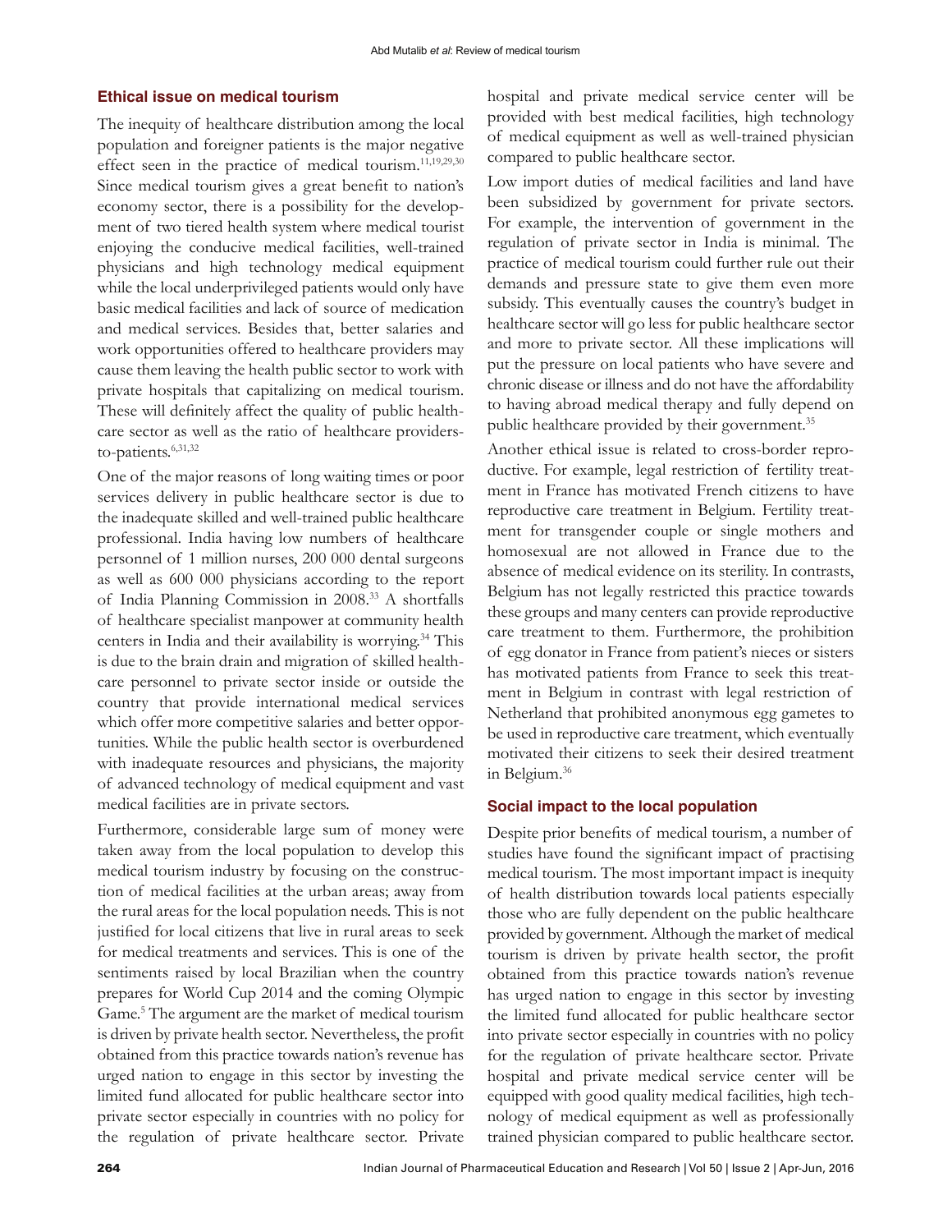## Ethical issue on medical tourism

The inequity of healthcare distribution among the local population and foreigner patients is the major negative effect seen in the practice of medical tourism.[11,19,29,30] Since medical tourism gives a great benefit to nation's economy sector, there is a possibility for the development of two tiered health system where medical tourist enjoying the conducive medical facilities, well-trained physicians and high technology medical equipment while the local underprivileged patients would only have basic medical facilities and lack of source of medication and medical services. Besides that, better salaries and work opportunities offered to healthcare providers may cause them leaving the health public sector to work with private hospitals that capitalizing on medical tourism. These will definitely affect the quality of public healthcare sector as well as the ratio of healthcare providers-to-patients.[6,31,32]

One of the major reasons of long waiting times or poor services delivery in public healthcare sector is due to the inadequate skilled and well-trained public healthcare professional. India having low numbers of healthcare personnel of 1 million nurses, 200 000 dental surgeons as well as 600 000 physicians according to the report of India Planning Commission in 2008.[33] A shortfalls of healthcare specialist manpower at community health centers in India and their availability is worrying.[34] This is due to the brain drain and migration of skilled healthcare personnel to private sector inside or outside the country that provide international medical services which offer more competitive salaries and better opportunities. While the public health sector is overburdened with inadequate resources and physicians, the majority of advanced technology of medical equipment and vast medical facilities are in private sectors.

Furthermore, considerable large sum of money were taken away from the local population to develop this medical tourism industry by focusing on the construction of medical facilities at the urban areas; away from the rural areas for the local population needs. This is not justified for local citizens that live in rural areas to seek for medical treatments and services. This is one of the sentiments raised by local Brazilian when the country prepares for World Cup 2014 and the coming Olympic Game.[5] The argument are the market of medical tourism is driven by private health sector. Nevertheless, the profit obtained from this practice towards nation's revenue has urged nation to engage in this sector by investing the limited fund allocated for public healthcare sector into private sector especially in countries with no policy for the regulation of private healthcare sector. Private hospital and private medical service center will be provided with best medical facilities, high technology of medical equipment as well as well-trained physician compared to public healthcare sector.

Low import duties of medical facilities and land have been subsidized by government for private sectors. For example, the intervention of government in the regulation of private sector in India is minimal. The practice of medical tourism could further rule out their demands and pressure state to give them even more subsidy. This eventually causes the country's budget in healthcare sector will go less for public healthcare sector and more to private sector. All these implications will put the pressure on local patients who have severe and chronic disease or illness and do not have the affordability to having abroad medical therapy and fully depend on public healthcare provided by their government.[35]

Another ethical issue is related to cross-border reproductive. For example, legal restriction of fertility treatment in France has motivated French citizens to have reproductive care treatment in Belgium. Fertility treatment for transgender couple or single mothers and homosexual are not allowed in France due to the absence of medical evidence on its sterility. In contrasts, Belgium has not legally restricted this practice towards these groups and many centers can provide reproductive care treatment to them. Furthermore, the prohibition of egg donator in France from patient's nieces or sisters has motivated patients from France to seek this treatment in Belgium in contrast with legal restriction of Netherland that prohibited anonymous egg gametes to be used in reproductive care treatment, which eventually motivated their citizens to seek their desired treatment in Belgium.[36]

## Social impact to the local population

Despite prior benefits of medical tourism, a number of studies have found the significant impact of practising medical tourism. The most important impact is inequity of health distribution towards local patients especially those who are fully dependent on the public healthcare provided by government. Although the market of medical tourism is driven by private health sector, the profit obtained from this practice towards nation's revenue has urged nation to engage in this sector by investing the limited fund allocated for public healthcare sector into private sector especially in countries with no policy for the regulation of private healthcare sector. Private hospital and private medical service center will be equipped with good quality medical facilities, high technology of medical equipment as well as professionally trained physician compared to public healthcare sector.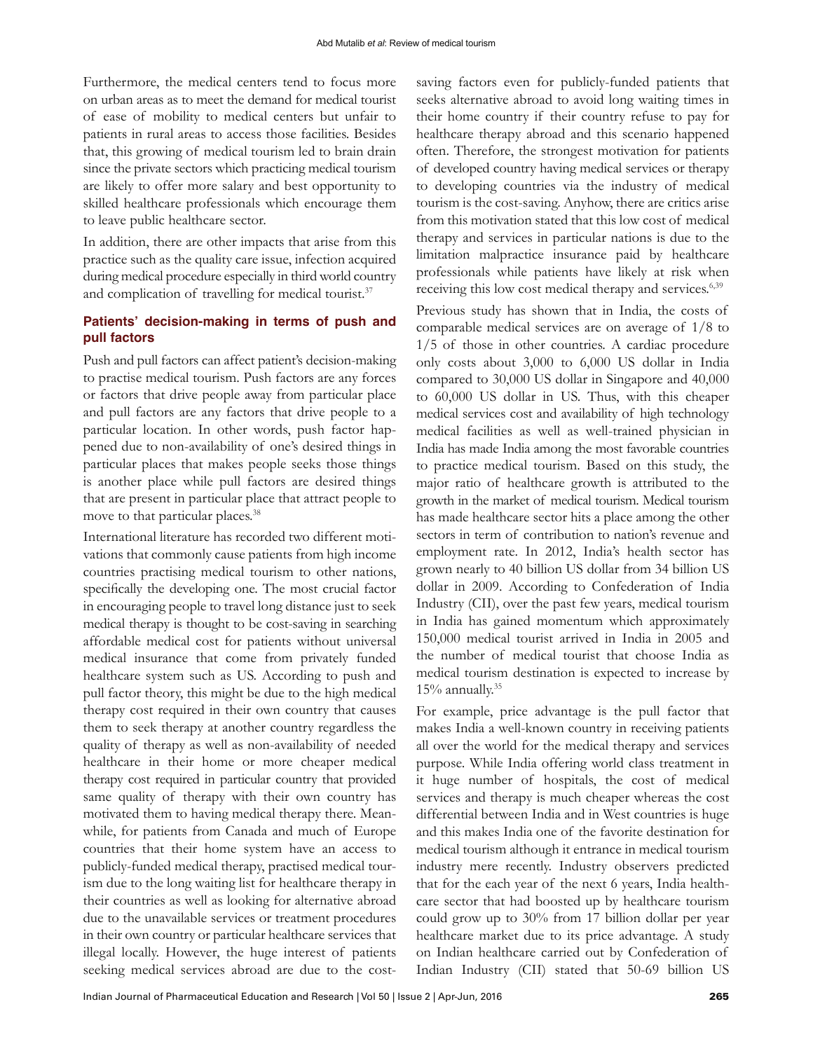Furthermore, the medical centers tend to focus more on urban areas as to meet the demand for medical tourist of ease of mobility to medical centers but unfair to patients in rural areas to access those facilities. Besides that, this growing of medical tourism led to brain drain since the private sectors which practicing medical tourism are likely to offer more salary and best opportunity to skilled healthcare professionals which encourage them to leave public healthcare sector.

In addition, there are other impacts that arise from this practice such as the quality care issue, infection acquired during medical procedure especially in third world country and complication of travelling for medical tourist.[37]

### Patients' decision-making in terms of push and pull factors

Push and pull factors can affect patient's decision-making to practise medical tourism. Push factors are any forces or factors that drive people away from particular place and pull factors are any factors that drive people to a particular location. In other words, push factor happened due to non-availability of one's desired things in particular places that makes people seeks those things is another place while pull factors are desired things that are present in particular place that attract people to move to that particular places.[38]

International literature has recorded two different motivations that commonly cause patients from high income countries practising medical tourism to other nations, specifically the developing one. The most crucial factor in encouraging people to travel long distance just to seek medical therapy is thought to be cost-saving in searching affordable medical cost for patients without universal medical insurance that come from privately funded healthcare system such as US. According to push and pull factor theory, this might be due to the high medical therapy cost required in their own country that causes them to seek therapy at another country regardless the quality of therapy as well as non-availability of needed healthcare in their home or more cheaper medical therapy cost required in particular country that provided same quality of therapy with their own country has motivated them to having medical therapy there. Meanwhile, for patients from Canada and much of Europe countries that their home system have an access to publicly-funded medical therapy, practised medical tourism due to the long waiting list for healthcare therapy in their countries as well as looking for alternative abroad due to the unavailable services or treatment procedures in their own country or particular healthcare services that illegal locally. However, the huge interest of patients seeking medical services abroad are due to the cost-saving factors even for publicly-funded patients that seeks alternative abroad to avoid long waiting times in their home country if their country refuse to pay for healthcare therapy abroad and this scenario happened often. Therefore, the strongest motivation for patients of developed country having medical services or therapy to developing countries via the industry of medical tourism is the cost-saving. Anyhow, there are critics arise from this motivation stated that this low cost of medical therapy and services in particular nations is due to the limitation malpractice insurance paid by healthcare professionals while patients have likely at risk when receiving this low cost medical therapy and services.[6,39]

Previous study has shown that in India, the costs of comparable medical services are on average of 1/8 to 1/5 of those in other countries. A cardiac procedure only costs about 3,000 to 6,000 US dollar in India compared to 30,000 US dollar in Singapore and 40,000 to 60,000 US dollar in US. Thus, with this cheaper medical services cost and availability of high technology medical facilities as well as well-trained physician in India has made India among the most favorable countries to practice medical tourism. Based on this study, the major ratio of healthcare growth is attributed to the growth in the market of medical tourism. Medical tourism has made healthcare sector hits a place among the other sectors in term of contribution to nation's revenue and employment rate. In 2012, India's health sector has grown nearly to 40 billion US dollar from 34 billion US dollar in 2009. According to Confederation of India Industry (CII), over the past few years, medical tourism in India has gained momentum which approximately 150,000 medical tourist arrived in India in 2005 and the number of medical tourist that choose India as medical tourism destination is expected to increase by 15% annually.[35]

For example, price advantage is the pull factor that makes India a well-known country in receiving patients all over the world for the medical therapy and services purpose. While India offering world class treatment in it huge number of hospitals, the cost of medical services and therapy is much cheaper whereas the cost differential between India and in West countries is huge and this makes India one of the favorite destination for medical tourism although it entrance in medical tourism industry mere recently. Industry observers predicted that for the each year of the next 6 years, India healthcare sector that had boosted up by healthcare tourism could grow up to 30% from 17 billion dollar per year healthcare market due to its price advantage. A study on Indian healthcare carried out by Confederation of Indian Industry (CII) stated that 50-69 billion US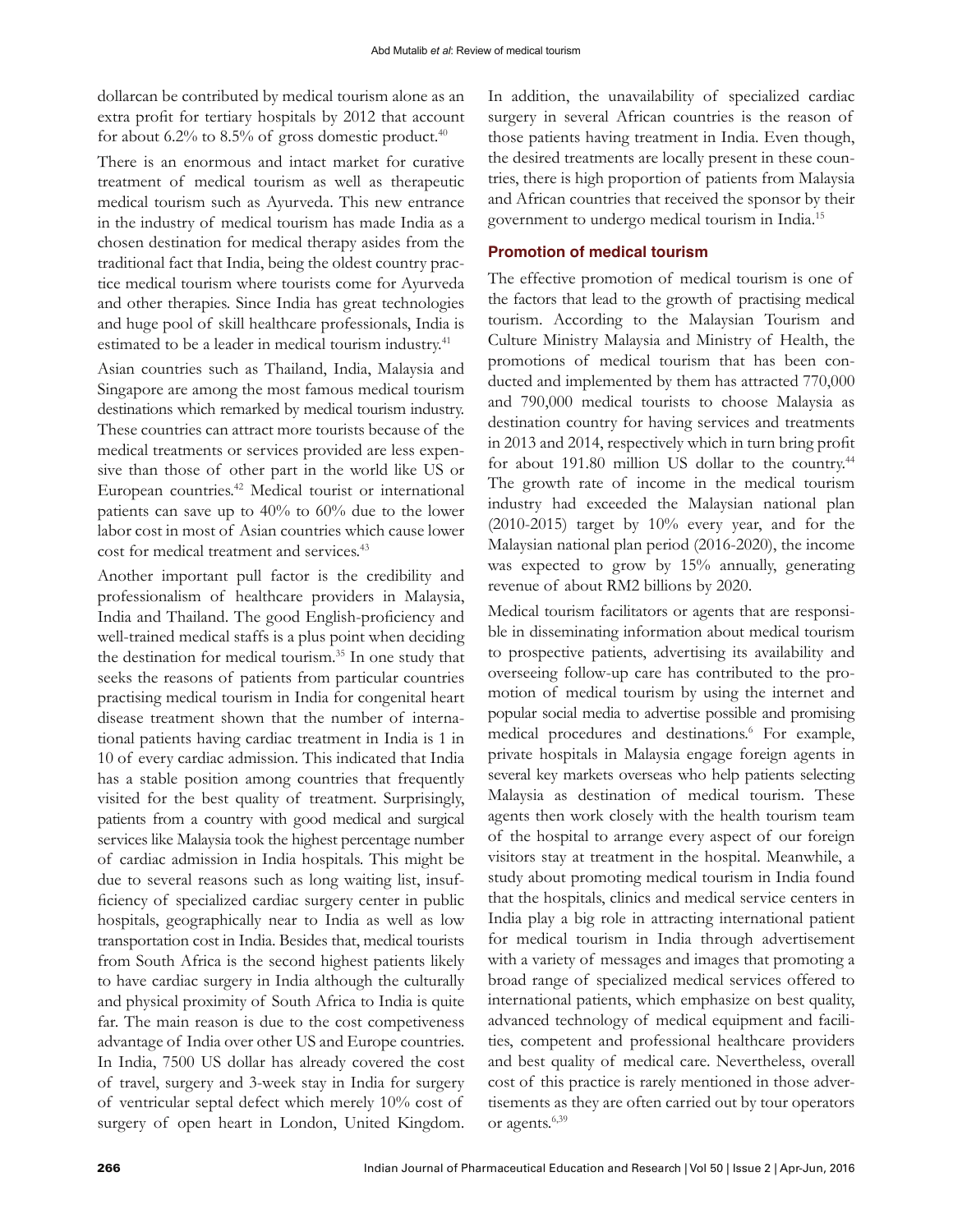dollarcan be contributed by medical tourism alone as an extra profit for tertiary hospitals by 2012 that account for about 6.2% to 8.5% of gross domestic product.[40]

There is an enormous and intact market for curative treatment of medical tourism as well as therapeutic medical tourism such as Ayurveda. This new entrance in the industry of medical tourism has made India as a chosen destination for medical therapy asides from the traditional fact that India, being the oldest country practice medical tourism where tourists come for Ayurveda and other therapies. Since India has great technologies and huge pool of skill healthcare professionals, India is estimated to be a leader in medical tourism industry.[41]

Asian countries such as Thailand, India, Malaysia and Singapore are among the most famous medical tourism destinations which remarked by medical tourism industry. These countries can attract more tourists because of the medical treatments or services provided are less expensive than those of other part in the world like US or European countries.[42] Medical tourist or international patients can save up to 40% to 60% due to the lower labor cost in most of Asian countries which cause lower cost for medical treatment and services.[43]

Another important pull factor is the credibility and professionalism of healthcare providers in Malaysia, India and Thailand. The good English-proficiency and well-trained medical staffs is a plus point when deciding the destination for medical tourism.[35] In one study that seeks the reasons of patients from particular countries practising medical tourism in India for congenital heart disease treatment shown that the number of international patients having cardiac treatment in India is 1 in 10 of every cardiac admission. This indicated that India has a stable position among countries that frequently visited for the best quality of treatment. Surprisingly, patients from a country with good medical and surgical services like Malaysia took the highest percentage number of cardiac admission in India hospitals. This might be due to several reasons such as long waiting list, insufficiency of specialized cardiac surgery center in public hospitals, geographically near to India as well as low transportation cost in India. Besides that, medical tourists from South Africa is the second highest patients likely to have cardiac surgery in India although the culturally and physical proximity of South Africa to India is quite far. The main reason is due to the cost competiveness advantage of India over other US and Europe countries. In India, 7500 US dollar has already covered the cost of travel, surgery and 3-week stay in India for surgery of ventricular septal defect which merely 10% cost of surgery of open heart in London, United Kingdom. In addition, the unavailability of specialized cardiac surgery in several African countries is the reason of those patients having treatment in India. Even though, the desired treatments are locally present in these countries, there is high proportion of patients from Malaysia and African countries that received the sponsor by their government to undergo medical tourism in India.[15]

### Promotion of medical tourism

The effective promotion of medical tourism is one of the factors that lead to the growth of practising medical tourism. According to the Malaysian Tourism and Culture Ministry Malaysia and Ministry of Health, the promotions of medical tourism that has been conducted and implemented by them has attracted 770,000 and 790,000 medical tourists to choose Malaysia as destination country for having services and treatments in 2013 and 2014, respectively which in turn bring profit for about 191.80 million US dollar to the country.[44] The growth rate of income in the medical tourism industry had exceeded the Malaysian national plan (2010-2015) target by 10% every year, and for the Malaysian national plan period (2016-2020), the income was expected to grow by 15% annually, generating revenue of about RM2 billions by 2020.

Medical tourism facilitators or agents that are responsible in disseminating information about medical tourism to prospective patients, advertising its availability and overseeing follow-up care has contributed to the promotion of medical tourism by using the internet and popular social media to advertise possible and promising medical procedures and destinations.[6] For example, private hospitals in Malaysia engage foreign agents in several key markets overseas who help patients selecting Malaysia as destination of medical tourism. These agents then work closely with the health tourism team of the hospital to arrange every aspect of our foreign visitors stay at treatment in the hospital. Meanwhile, a study about promoting medical tourism in India found that the hospitals, clinics and medical service centers in India play a big role in attracting international patient for medical tourism in India through advertisement with a variety of messages and images that promoting a broad range of specialized medical services offered to international patients, which emphasize on best quality, advanced technology of medical equipment and facilities, competent and professional healthcare providers and best quality of medical care. Nevertheless, overall cost of this practice is rarely mentioned in those advertisements as they are often carried out by tour operators or agents.[6,39]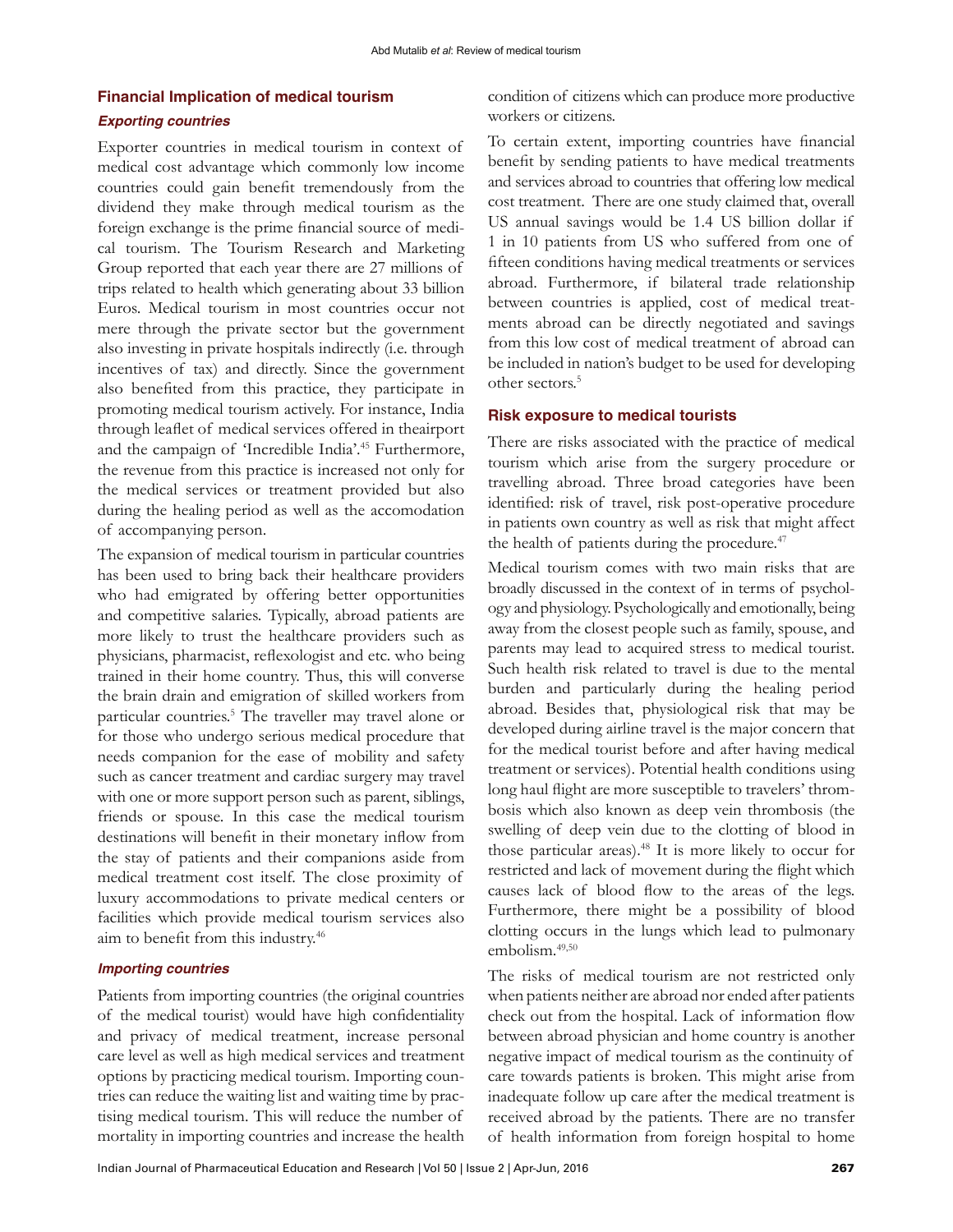## Financial Implication of medical tourism

### *Exporting countries*

Exporter countries in medical tourism in context of medical cost advantage which commonly low income countries could gain benefit tremendously from the dividend they make through medical tourism as the foreign exchange is the prime financial source of medical tourism. The Tourism Research and Marketing Group reported that each year there are 27 millions of trips related to health which generating about 33 billion Euros. Medical tourism in most countries occur not mere through the private sector but the government also investing in private hospitals indirectly (i.e. through incentives of tax) and directly. Since the government also benefited from this practice, they participate in promoting medical tourism actively. For instance, India through leaflet of medical services offered in theairport and the campaign of 'Incredible India'.[45] Furthermore, the revenue from this practice is increased not only for the medical services or treatment provided but also during the healing period as well as the accomodation of accompanying person.

The expansion of medical tourism in particular countries has been used to bring back their healthcare providers who had emigrated by offering better opportunities and competitive salaries. Typically, abroad patients are more likely to trust the healthcare providers such as physicians, pharmacist, reflexologist and etc. who being trained in their home country. Thus, this will converse the brain drain and emigration of skilled workers from particular countries.[5] The traveller may travel alone or for those who undergo serious medical procedure that needs companion for the ease of mobility and safety such as cancer treatment and cardiac surgery may travel with one or more support person such as parent, siblings, friends or spouse. In this case the medical tourism destinations will benefit in their monetary inflow from the stay of patients and their companions aside from medical treatment cost itself. The close proximity of luxury accommodations to private medical centers or facilities which provide medical tourism services also aim to benefit from this industry.[46]

### *Importing countries*

Patients from importing countries (the original countries of the medical tourist) would have high confidentiality and privacy of medical treatment, increase personal care level as well as high medical services and treatment options by practicing medical tourism. Importing countries can reduce the waiting list and waiting time by practising medical tourism. This will reduce the number of mortality in importing countries and increase the health condition of citizens which can produce more productive workers or citizens.

To certain extent, importing countries have financial benefit by sending patients to have medical treatments and services abroad to countries that offering low medical cost treatment. There are one study claimed that, overall US annual savings would be 1.4 US billion dollar if 1 in 10 patients from US who suffered from one of fifteen conditions having medical treatments or services abroad. Furthermore, if bilateral trade relationship between countries is applied, cost of medical treatments abroad can be directly negotiated and savings from this low cost of medical treatment of abroad can be included in nation's budget to be used for developing other sectors.[5]

## Risk exposure to medical tourists

There are risks associated with the practice of medical tourism which arise from the surgery procedure or travelling abroad. Three broad categories have been identified: risk of travel, risk post-operative procedure in patients own country as well as risk that might affect the health of patients during the procedure.[47]

Medical tourism comes with two main risks that are broadly discussed in the context of in terms of psychology and physiology. Psychologically and emotionally, being away from the closest people such as family, spouse, and parents may lead to acquired stress to medical tourist. Such health risk related to travel is due to the mental burden and particularly during the healing period abroad. Besides that, physiological risk that may be developed during airline travel is the major concern that for the medical tourist before and after having medical treatment or services). Potential health conditions using long haul flight are more susceptible to travelers' thrombosis which also known as deep vein thrombosis (the swelling of deep vein due to the clotting of blood in those particular areas).[48] It is more likely to occur for restricted and lack of movement during the flight which causes lack of blood flow to the areas of the legs. Furthermore, there might be a possibility of blood clotting occurs in the lungs which lead to pulmonary embolism.[49,50]

The risks of medical tourism are not restricted only when patients neither are abroad nor ended after patients check out from the hospital. Lack of information flow between abroad physician and home country is another negative impact of medical tourism as the continuity of care towards patients is broken. This might arise from inadequate follow up care after the medical treatment is received abroad by the patients. There are no transfer of health information from foreign hospital to home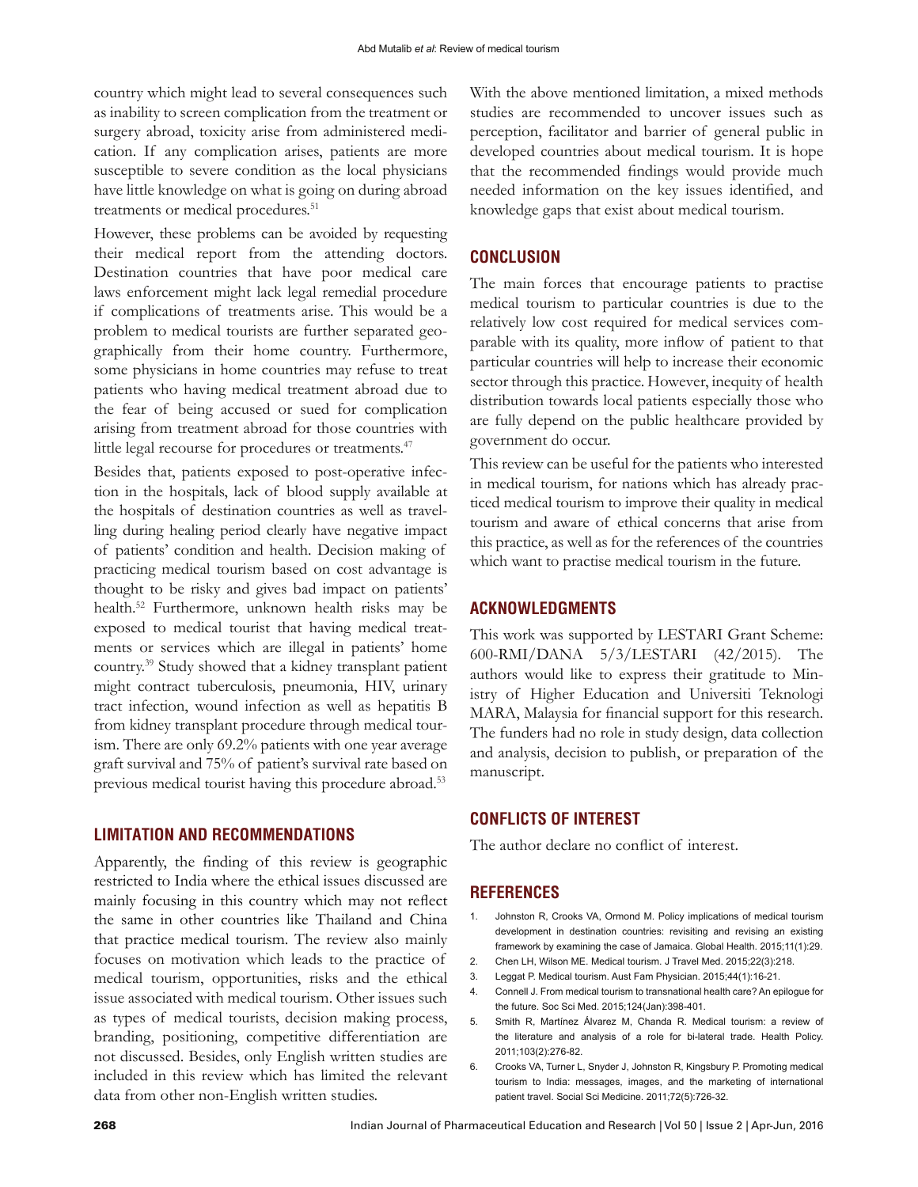country which might lead to several consequences such as inability to screen complication from the treatment or surgery abroad, toxicity arise from administered medication. If any complication arises, patients are more susceptible to severe condition as the local physicians have little knowledge on what is going on during abroad treatments or medical procedures.[51]

However, these problems can be avoided by requesting their medical report from the attending doctors. Destination countries that have poor medical care laws enforcement might lack legal remedial procedure if complications of treatments arise. This would be a problem to medical tourists are further separated geographically from their home country. Furthermore, some physicians in home countries may refuse to treat patients who having medical treatment abroad due to the fear of being accused or sued for complication arising from treatment abroad for those countries with little legal recourse for procedures or treatments.[47]

Besides that, patients exposed to post-operative infection in the hospitals, lack of blood supply available at the hospitals of destination countries as well as travelling during healing period clearly have negative impact of patients' condition and health. Decision making of practicing medical tourism based on cost advantage is thought to be risky and gives bad impact on patients' health.[52] Furthermore, unknown health risks may be exposed to medical tourist that having medical treatments or services which are illegal in patients' home country.[39] Study showed that a kidney transplant patient might contract tuberculosis, pneumonia, HIV, urinary tract infection, wound infection as well as hepatitis B from kidney transplant procedure through medical tourism. There are only 69.2% patients with one year average graft survival and 75% of patient's survival rate based on previous medical tourist having this procedure abroad.[53]

## LIMITATION AND RECOMMENDATIONS

Apparently, the finding of this review is geographic restricted to India where the ethical issues discussed are mainly focusing in this country which may not reflect the same in other countries like Thailand and China that practice medical tourism. The review also mainly focuses on motivation which leads to the practice of medical tourism, opportunities, risks and the ethical issue associated with medical tourism. Other issues such as types of medical tourists, decision making process, branding, positioning, competitive differentiation are not discussed. Besides, only English written studies are included in this review which has limited the relevant data from other non-English written studies.

With the above mentioned limitation, a mixed methods studies are recommended to uncover issues such as perception, facilitator and barrier of general public in developed countries about medical tourism. It is hope that the recommended findings would provide much needed information on the key issues identified, and knowledge gaps that exist about medical tourism.

## CONCLUSION

The main forces that encourage patients to practise medical tourism to particular countries is due to the relatively low cost required for medical services comparable with its quality, more inflow of patient to that particular countries will help to increase their economic sector through this practice. However, inequity of health distribution towards local patients especially those who are fully depend on the public healthcare provided by government do occur.

This review can be useful for the patients who interested in medical tourism, for nations which has already practiced medical tourism to improve their quality in medical tourism and aware of ethical concerns that arise from this practice, as well as for the references of the countries which want to practise medical tourism in the future.

## ACKNOWLEDGMENTS

This work was supported by LESTARI Grant Scheme: 600-RMI/DANA 5/3/LESTARI (42/2015). The authors would like to express their gratitude to Ministry of Higher Education and Universiti Teknologi MARA, Malaysia for financial support for this research. The funders had no role in study design, data collection and analysis, decision to publish, or preparation of the manuscript.

## CONFLICTS OF INTEREST

The author declare no conflict of interest.

## REFERENCES

1. Johnston R, Crooks VA, Ormond M. Policy implications of medical tourism development in destination countries: revisiting and revising an existing framework by examining the case of Jamaica. Global Health. 2015;11(1):29.
2. Chen LH, Wilson ME. Medical tourism. J Travel Med. 2015;22(3):218.
3. Leggat P. Medical tourism. Aust Fam Physician. 2015;44(1):16-21.
4. Connell J. From medical tourism to transnational health care? An epilogue for the future. Soc Sci Med. 2015;124(Jan):398-401.
5. Smith R, Martínez Álvarez M, Chanda R. Medical tourism: a review of the literature and analysis of a role for bi-lateral trade. Health Policy. 2011;103(2):276-82.
6. Crooks VA, Turner L, Snyder J, Johnston R, Kingsbury P. Promoting medical tourism to India: messages, images, and the marketing of international patient travel. Social Sci Medicine. 2011;72(5):726-32.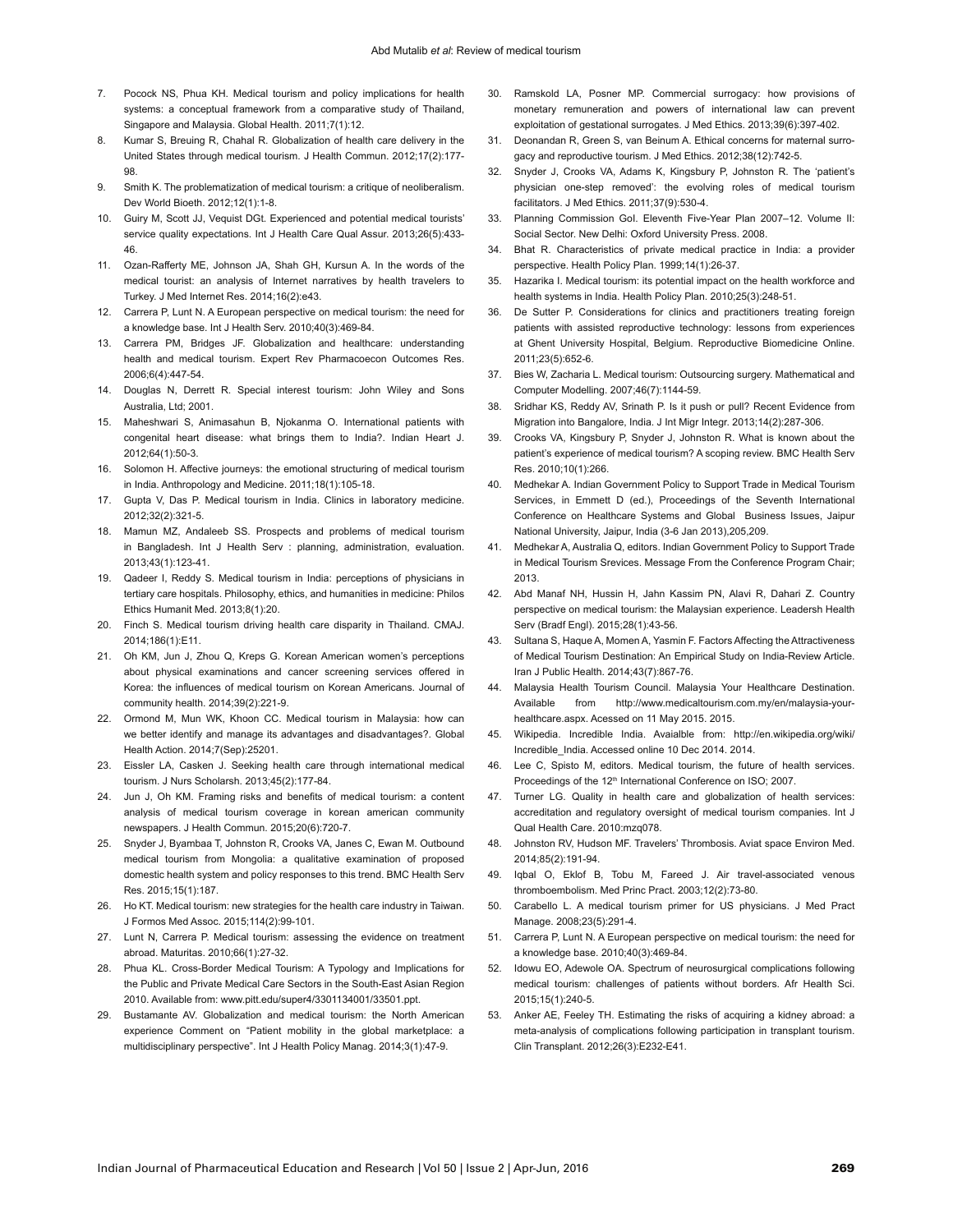7. Pocock NS, Phua KH. Medical tourism and policy implications for health systems: a conceptual framework from a comparative study of Thailand, Singapore and Malaysia. Global Health. 2011;7(1):12.
8. Kumar S, Breuing R, Chahal R. Globalization of health care delivery in the United States through medical tourism. J Health Commun. 2012;17(2):177-98.
9. Smith K. The problematization of medical tourism: a critique of neoliberalism. Dev World Bioeth. 2012;12(1):1-8.
10. Guiry M, Scott JJ, Vequist DGt. Experienced and potential medical tourists' service quality expectations. Int J Health Care Qual Assur. 2013;26(5):433-46.
11. Ozan-Rafferty ME, Johnson JA, Shah GH, Kursun A. In the words of the medical tourist: an analysis of Internet narratives by health travelers to Turkey. J Med Internet Res. 2014;16(2):e43.
12. Carrera P, Lunt N. A European perspective on medical tourism: the need for a knowledge base. Int J Health Serv. 2010;40(3):469-84.
13. Carrera PM, Bridges JF. Globalization and healthcare: understanding health and medical tourism. Expert Rev Pharmacoecon Outcomes Res. 2006;6(4):447-54.
14. Douglas N, Derrett R. Special interest tourism: John Wiley and Sons Australia, Ltd; 2001.
15. Maheshwari S, Animasahun B, Njokanma O. International patients with congenital heart disease: what brings them to India?. Indian Heart J. 2012;64(1):50-3.
16. Solomon H. Affective journeys: the emotional structuring of medical tourism in India. Anthropology and Medicine. 2011;18(1):105-18.
17. Gupta V, Das P. Medical tourism in India. Clinics in laboratory medicine. 2012;32(2):321-5.
18. Mamun MZ, Andaleeb SS. Prospects and problems of medical tourism in Bangladesh. Int J Health Serv : planning, administration, evaluation. 2013;43(1):123-41.
19. Qadeer I, Reddy S. Medical tourism in India: perceptions of physicians in tertiary care hospitals. Philosophy, ethics, and humanities in medicine: Philos Ethics Humanit Med. 2013;8(1):20.
20. Finch S. Medical tourism driving health care disparity in Thailand. CMAJ. 2014;186(1):E11.
21. Oh KM, Jun J, Zhou Q, Kreps G. Korean American women's perceptions about physical examinations and cancer screening services offered in Korea: the influences of medical tourism on Korean Americans. Journal of community health. 2014;39(2):221-9.
22. Ormond M, Mun WK, Khoon CC. Medical tourism in Malaysia: how can we better identify and manage its advantages and disadvantages?. Global Health Action. 2014;7(Sep):25201.
23. Eissler LA, Casken J. Seeking health care through international medical tourism. J Nurs Scholarsh. 2013;45(2):177-84.
24. Jun J, Oh KM. Framing risks and benefits of medical tourism: a content analysis of medical tourism coverage in korean american community newspapers. J Health Commun. 2015;20(6):720-7.
25. Snyder J, Byambaa T, Johnston R, Crooks VA, Janes C, Ewan M. Outbound medical tourism from Mongolia: a qualitative examination of proposed domestic health system and policy responses to this trend. BMC Health Serv Res. 2015;15(1):187.
26. Ho KT. Medical tourism: new strategies for the health care industry in Taiwan. J Formos Med Assoc. 2015;114(2):99-101.
27. Lunt N, Carrera P. Medical tourism: assessing the evidence on treatment abroad. Maturitas. 2010;66(1):27-32.
28. Phua KL. Cross-Border Medical Tourism: A Typology and Implications for the Public and Private Medical Care Sectors in the South-East Asian Region 2010. Available from: www.pitt.edu/super4/3301134001/33501.ppt.
29. Bustamante AV. Globalization and medical tourism: the North American experience Comment on "Patient mobility in the global marketplace: a multidisciplinary perspective". Int J Health Policy Manag. 2014;3(1):47-9.
30. Ramskold LA, Posner MP. Commercial surrogacy: how provisions of monetary remuneration and powers of international law can prevent exploitation of gestational surrogates. J Med Ethics. 2013;39(6):397-402.
31. Deonandan R, Green S, van Beinum A. Ethical concerns for maternal surrogacy and reproductive tourism. J Med Ethics. 2012;38(12):742-5.
32. Snyder J, Crooks VA, Adams K, Kingsbury P, Johnston R. The 'patient's physician one-step removed': the evolving roles of medical tourism facilitators. J Med Ethics. 2011;37(9):530-4.
33. Planning Commission GoI. Eleventh Five-Year Plan 2007–12. Volume II: Social Sector. New Delhi: Oxford University Press. 2008.
34. Bhat R. Characteristics of private medical practice in India: a provider perspective. Health Policy Plan. 1999;14(1):26-37.
35. Hazarika I. Medical tourism: its potential impact on the health workforce and health systems in India. Health Policy Plan. 2010;25(3):248-51.
36. De Sutter P. Considerations for clinics and practitioners treating foreign patients with assisted reproductive technology: lessons from experiences at Ghent University Hospital, Belgium. Reproductive Biomedicine Online. 2011;23(5):652-6.
37. Bies W, Zacharia L. Medical tourism: Outsourcing surgery. Mathematical and Computer Modelling. 2007;46(7):1144-59.
38. Sridhar KS, Reddy AV, Srinath P. Is it push or pull? Recent Evidence from Migration into Bangalore, India. J Int Migr Integr. 2013;14(2):287-306.
39. Crooks VA, Kingsbury P, Snyder J, Johnston R. What is known about the patient's experience of medical tourism? A scoping review. BMC Health Serv Res. 2010;10(1):266.
40. Medhekar A. Indian Government Policy to Support Trade in Medical Tourism Services, in Emmett D (ed.), Proceedings of the Seventh International Conference on Healthcare Systems and Global Business Issues, Jaipur National University, Jaipur, India (3-6 Jan 2013),205,209.
41. Medhekar A, Australia Q, editors. Indian Government Policy to Support Trade in Medical Tourism Srevices. Message From the Conference Program Chair; 2013.
42. Abd Manaf NH, Hussin H, Jahn Kassim PN, Alavi R, Dahari Z. Country perspective on medical tourism: the Malaysian experience. Leadersh Health Serv (Bradf Engl). 2015;28(1):43-56.
43. Sultana S, Haque A, Momen A, Yasmin F. Factors Affecting the Attractiveness of Medical Tourism Destination: An Empirical Study on India-Review Article. Iran J Public Health. 2014;43(7):867-76.
44. Malaysia Health Tourism Council. Malaysia Your Healthcare Destination. Available from http://www.medicaltourism.com.my/en/malaysia-your-healthcare.aspx. Acessed on 11 May 2015. 2015.
45. Wikipedia. Incredible India. Avaialble from: http://en.wikipedia.org/wiki/Incredible_India. Accessed online 10 Dec 2014. 2014.
46. Lee C, Spisto M, editors. Medical tourism, the future of health services. Proceedings of the 12th International Conference on ISO; 2007.
47. Turner LG. Quality in health care and globalization of health services: accreditation and regulatory oversight of medical tourism companies. Int J Qual Health Care. 2010:mzq078.
48. Johnston RV, Hudson MF. Travelers' Thrombosis. Aviat space Environ Med. 2014;85(2):191-94.
49. Iqbal O, Eklof B, Tobu M, Fareed J. Air travel-associated venous thromboembolism. Med Princ Pract. 2003;12(2):73-80.
50. Carabello L. A medical tourism primer for US physicians. J Med Pract Manage. 2008;23(5):291-4.
51. Carrera P, Lunt N. A European perspective on medical tourism: the need for a knowledge base. 2010;40(3):469-84.
52. Idowu EO, Adewole OA. Spectrum of neurosurgical complications following medical tourism: challenges of patients without borders. Afr Health Sci. 2015;15(1):240-5.
53. Anker AE, Feeley TH. Estimating the risks of acquiring a kidney abroad: a meta-analysis of complications following participation in transplant tourism. Clin Transplant. 2012;26(3):E232-E41.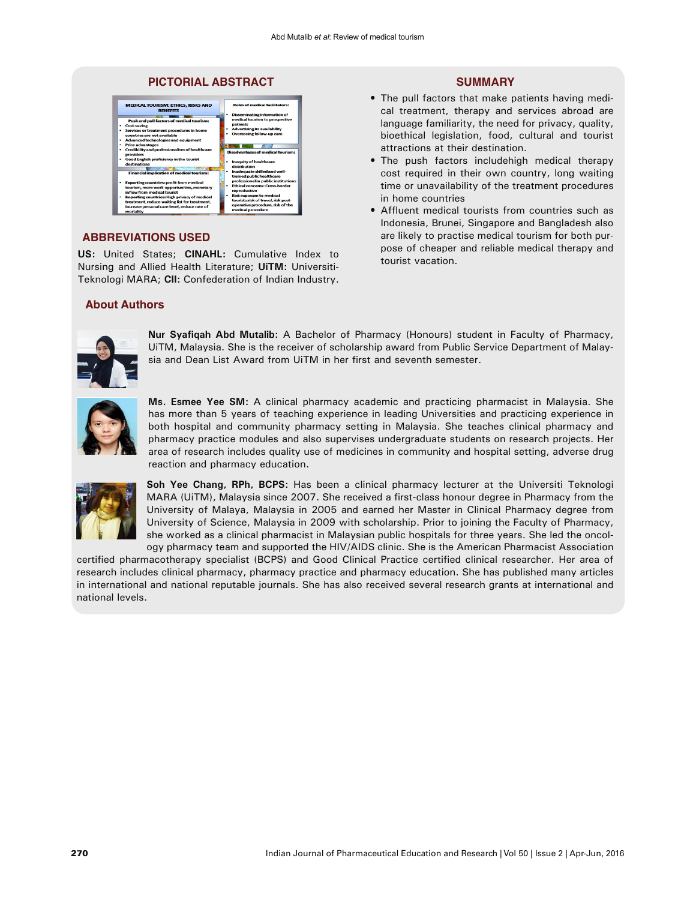## PICTORIAL ABSTRACT

## SUMMARY

- The pull factors that make patients having medical treatment, therapy and services abroad are language familiarity, the need for privacy, quality, bioethical legislation, food, cultural and tourist attractions at their destination.
- The push factors includehigh medical therapy cost required in their own country, long waiting time or unavailability of the treatment procedures in home countries
- Affluent medical tourists from countries such as Indonesia, Brunei, Singapore and Bangladesh also are likely to practise medical tourism for both purpose of cheaper and reliable medical therapy and tourist vacation.

## ABBREVIATIONS USED

**US:** United States; **CINAHL:** Cumulative Index to Nursing and Allied Health Literature; **UiTM:** Universiti-Teknologi MARA; **CII:** Confederation of Indian Industry.

## About Authors

**Nur Syafiqah Abd Mutalib:** A Bachelor of Pharmacy (Honours) student in Faculty of Pharmacy, UiTM, Malaysia. She is the receiver of scholarship award from Public Service Department of Malaysia and Dean List Award from UiTM in her first and seventh semester.

**Ms. Esmee Yee SM:** A clinical pharmacy academic and practicing pharmacist in Malaysia. She has more than 5 years of teaching experience in leading Universities and practicing experience in both hospital and community pharmacy setting in Malaysia. She teaches clinical pharmacy and pharmacy practice modules and also supervises undergraduate students on research projects. Her area of research includes quality use of medicines in community and hospital setting, adverse drug reaction and pharmacy education.

**Soh Yee Chang, RPh, BCPS:** Has been a clinical pharmacy lecturer at the Universiti Teknologi MARA (UiTM), Malaysia since 2007. She received a first-class honour degree in Pharmacy from the University of Malaya, Malaysia in 2005 and earned her Master in Clinical Pharmacy degree from University of Science, Malaysia in 2009 with scholarship. Prior to joining the Faculty of Pharmacy, she worked as a clinical pharmacist in Malaysian public hospitals for three years. She led the oncology pharmacy team and supported the HIV/AIDS clinic. She is the American Pharmacist Association certified pharmacotherapy specialist (BCPS) and Good Clinical Practice certified clinical researcher. Her area of research includes clinical pharmacy, pharmacy practice and pharmacy education. She has published many articles in international and national reputable journals. She has also received several research grants at international and national levels.